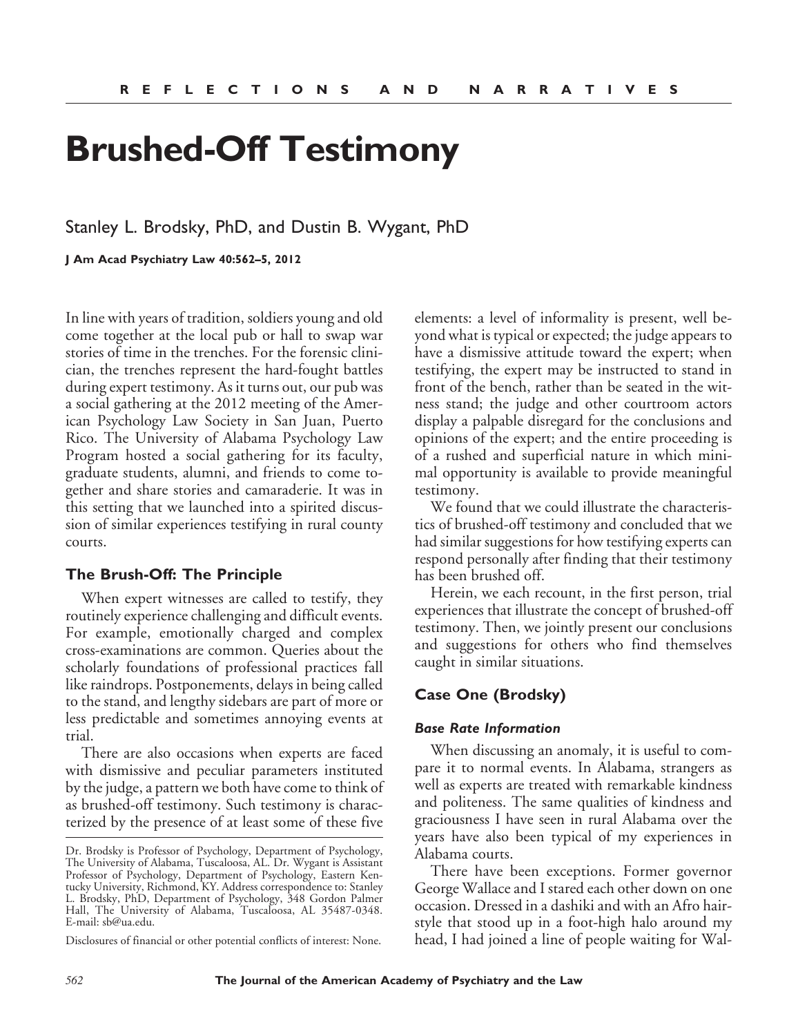# Brushed-Off Testimony

Stanley L. Brodsky, PhD, and Dustin B. Wygant, PhD

**J Am Acad Psychiatry Law 40:562–5, 2012**

In line with years of tradition, soldiers young and old come together at the local pub or hall to swap war stories of time in the trenches. For the forensic clinician, the trenches represent the hard-fought battles during expert testimony. As it turns out, our pub was a social gathering at the 2012 meeting of the American Psychology Law Society in San Juan, Puerto Rico. The University of Alabama Psychology Law Program hosted a social gathering for its faculty, graduate students, alumni, and friends to come together and share stories and camaraderie. It was in this setting that we launched into a spirited discussion of similar experiences testifying in rural county courts.

## The Brush-Off: The Principle

When expert witnesses are called to testify, they routinely experience challenging and difficult events. For example, emotionally charged and complex cross-examinations are common. Queries about the scholarly foundations of professional practices fall like raindrops. Postponements, delays in being called to the stand, and lengthy sidebars are part of more or less predictable and sometimes annoying events at trial.

There are also occasions when experts are faced with dismissive and peculiar parameters instituted by the judge, a pattern we both have come to think of as brushed-off testimony. Such testimony is characterized by the presence of at least some of these five elements: a level of informality is present, well beyond what is typical or expected; the judge appears to have a dismissive attitude toward the expert; when testifying, the expert may be instructed to stand in front of the bench, rather than be seated in the witness stand; the judge and other courtroom actors display a palpable disregard for the conclusions and opinions of the expert; and the entire proceeding is of a rushed and superficial nature in which minimal opportunity is available to provide meaningful testimony.

We found that we could illustrate the characteristics of brushed-off testimony and concluded that we had similar suggestions for how testifying experts can respond personally after finding that their testimony has been brushed off.

Herein, we each recount, in the first person, trial experiences that illustrate the concept of brushed-off testimony. Then, we jointly present our conclusions and suggestions for others who find themselves caught in similar situations.

## Case One (Brodsky)

### *Base Rate Information*

When discussing an anomaly, it is useful to compare it to normal events. In Alabama, strangers as well as experts are treated with remarkable kindness and politeness. The same qualities of kindness and graciousness I have seen in rural Alabama over the years have also been typical of my experiences in Alabama courts.

There have been exceptions. Former governor George Wallace and I stared each other down on one occasion. Dressed in a dashiki and with an Afro hairstyle that stood up in a foot-high halo around my head, I had joined a line of people waiting for Wal-

---

Dr. Brodsky is Professor of Psychology, Department of Psychology, The University of Alabama, Tuscaloosa, AL. Dr. Wygant is Assistant Professor of Psychology, Department of Psychology, Eastern Kentucky University, Richmond, KY. Address correspondence to: Stanley L. Brodsky, PhD, Department of Psychology, 348 Gordon Palmer Hall, The University of Alabama, Tuscaloosa, AL 35487-0348. E-mail: sb@ua.edu.

Disclosures of financial or other potential conflicts of interest: None.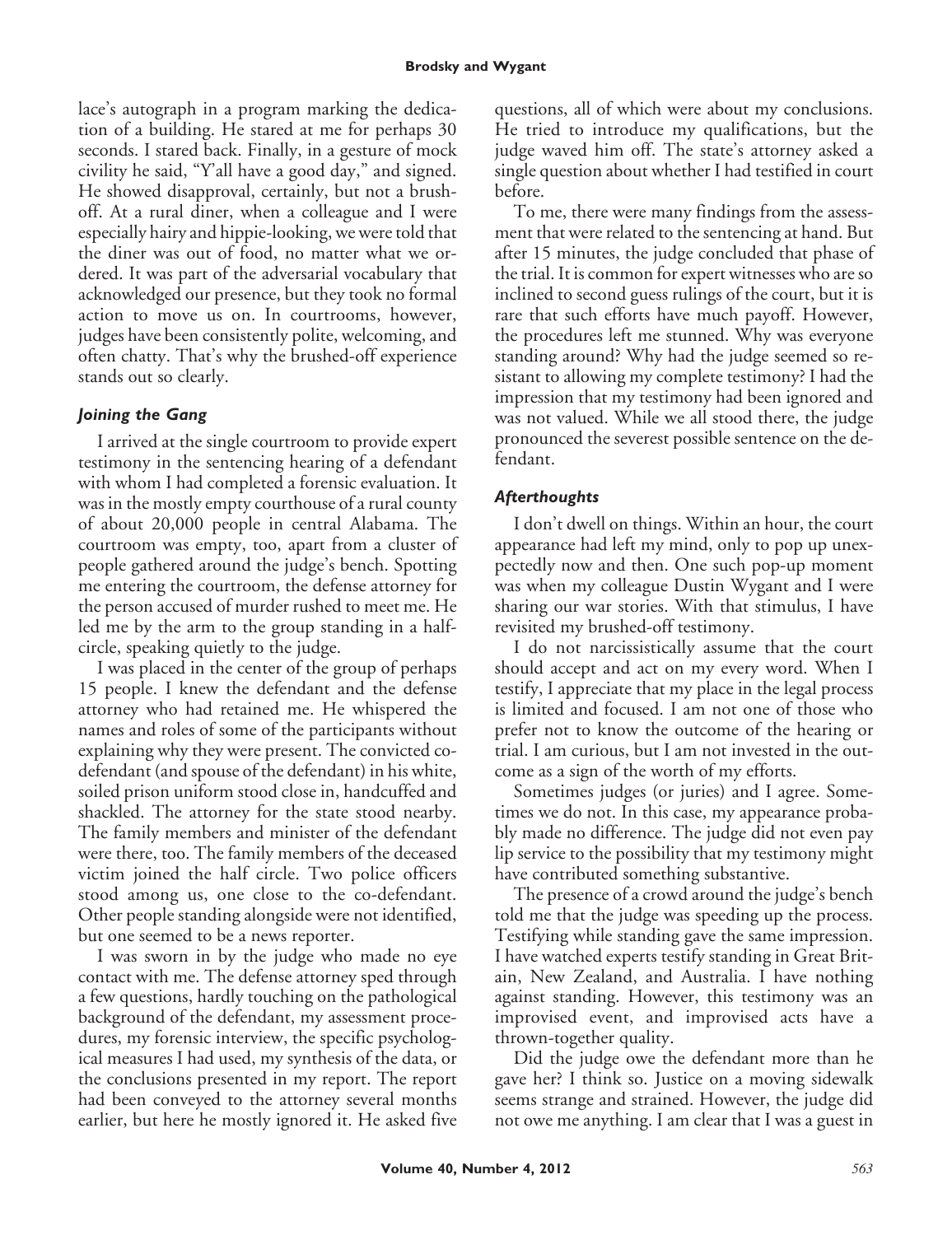lace's autograph in a program marking the dedication of a building. He stared at me for perhaps 30 seconds. I stared back. Finally, in a gesture of mock civility he said, "Y'all have a good day," and signed. He showed disapproval, certainly, but not a brush-off. At a rural diner, when a colleague and I were especially hairy and hippie-looking, we were told that the diner was out of food, no matter what we ordered. It was part of the adversarial vocabulary that acknowledged our presence, but they took no formal action to move us on. In courtrooms, however, judges have been consistently polite, welcoming, and often chatty. That's why the brushed-off experience stands out so clearly.

### *Joining the Gang*

I arrived at the single courtroom to provide expert testimony in the sentencing hearing of a defendant with whom I had completed a forensic evaluation. It was in the mostly empty courthouse of a rural county of about 20,000 people in central Alabama. The courtroom was empty, too, apart from a cluster of people gathered around the judge's bench. Spotting me entering the courtroom, the defense attorney for the person accused of murder rushed to meet me. He led me by the arm to the group standing in a half-circle, speaking quietly to the judge.

I was placed in the center of the group of perhaps 15 people. I knew the defendant and the defense attorney who had retained me. He whispered the names and roles of some of the participants without explaining why they were present. The convicted co-defendant (and spouse of the defendant) in his white, soiled prison uniform stood close in, handcuffed and shackled. The attorney for the state stood nearby. The family members and minister of the defendant were there, too. The family members of the deceased victim joined the half circle. Two police officers stood among us, one close to the co-defendant. Other people standing alongside were not identified, but one seemed to be a news reporter.

I was sworn in by the judge who made no eye contact with me. The defense attorney sped through a few questions, hardly touching on the pathological background of the defendant, my assessment procedures, my forensic interview, the specific psychological measures I had used, my synthesis of the data, or the conclusions presented in my report. The report had been conveyed to the attorney several months earlier, but here he mostly ignored it. He asked five questions, all of which were about my conclusions. He tried to introduce my qualifications, but the judge waved him off. The state's attorney asked a single question about whether I had testified in court before.

To me, there were many findings from the assessment that were related to the sentencing at hand. But after 15 minutes, the judge concluded that phase of the trial. It is common for expert witnesses who are so inclined to second guess rulings of the court, but it is rare that such efforts have much payoff. However, the procedures left me stunned. Why was everyone standing around? Why had the judge seemed so resistant to allowing my complete testimony? I had the impression that my testimony had been ignored and was not valued. While we all stood there, the judge pronounced the severest possible sentence on the defendant.

### *Afterthoughts*

I don't dwell on things. Within an hour, the court appearance had left my mind, only to pop up unexpectedly now and then. One such pop-up moment was when my colleague Dustin Wygant and I were sharing our war stories. With that stimulus, I have revisited my brushed-off testimony.

I do not narcissistically assume that the court should accept and act on my every word. When I testify, I appreciate that my place in the legal process is limited and focused. I am not one of those who prefer not to know the outcome of the hearing or trial. I am curious, but I am not invested in the outcome as a sign of the worth of my efforts.

Sometimes judges (or juries) and I agree. Sometimes we do not. In this case, my appearance probably made no difference. The judge did not even pay lip service to the possibility that my testimony might have contributed something substantive.

The presence of a crowd around the judge's bench told me that the judge was speeding up the process. Testifying while standing gave the same impression. I have watched experts testify standing in Great Britain, New Zealand, and Australia. I have nothing against standing. However, this testimony was an improvised event, and improvised acts have a thrown-together quality.

Did the judge owe the defendant more than he gave her? I think so. Justice on a moving sidewalk seems strange and strained. However, the judge did not owe me anything. I am clear that I was a guest in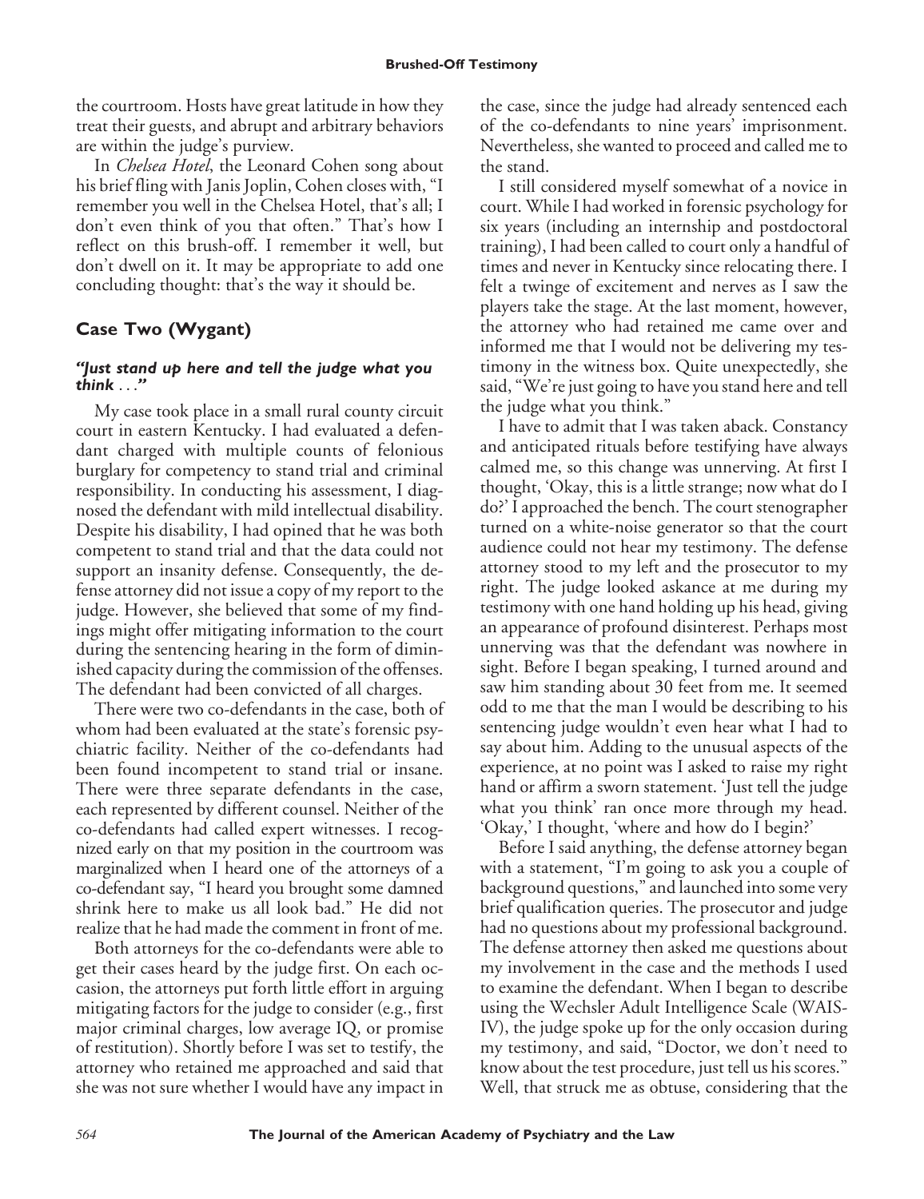the courtroom. Hosts have great latitude in how they treat their guests, and abrupt and arbitrary behaviors are within the judge's purview.

In *Chelsea Hotel*, the Leonard Cohen song about his brief fling with Janis Joplin, Cohen closes with, "I remember you well in the Chelsea Hotel, that's all; I don't even think of you that often." That's how I reflect on this brush-off. I remember it well, but don't dwell on it. It may be appropriate to add one concluding thought: that's the way it should be.

## Case Two (Wygant)

### *"Just stand up here and tell the judge what you think . . ."*

My case took place in a small rural county circuit court in eastern Kentucky. I had evaluated a defendant charged with multiple counts of felonious burglary for competency to stand trial and criminal responsibility. In conducting his assessment, I diagnosed the defendant with mild intellectual disability. Despite his disability, I had opined that he was both competent to stand trial and that the data could not support an insanity defense. Consequently, the defense attorney did not issue a copy of my report to the judge. However, she believed that some of my findings might offer mitigating information to the court during the sentencing hearing in the form of diminished capacity during the commission of the offenses. The defendant had been convicted of all charges.

There were two co-defendants in the case, both of whom had been evaluated at the state's forensic psychiatric facility. Neither of the co-defendants had been found incompetent to stand trial or insane. There were three separate defendants in the case, each represented by different counsel. Neither of the co-defendants had called expert witnesses. I recognized early on that my position in the courtroom was marginalized when I heard one of the attorneys of a co-defendant say, "I heard you brought some damned shrink here to make us all look bad." He did not realize that he had made the comment in front of me.

Both attorneys for the co-defendants were able to get their cases heard by the judge first. On each occasion, the attorneys put forth little effort in arguing mitigating factors for the judge to consider (e.g., first major criminal charges, low average IQ, or promise of restitution). Shortly before I was set to testify, the attorney who retained me approached and said that she was not sure whether I would have any impact in the case, since the judge had already sentenced each of the co-defendants to nine years' imprisonment. Nevertheless, she wanted to proceed and called me to the stand.

I still considered myself somewhat of a novice in court. While I had worked in forensic psychology for six years (including an internship and postdoctoral training), I had been called to court only a handful of times and never in Kentucky since relocating there. I felt a twinge of excitement and nerves as I saw the players take the stage. At the last moment, however, the attorney who had retained me came over and informed me that I would not be delivering my testimony in the witness box. Quite unexpectedly, she said, "We're just going to have you stand here and tell the judge what you think."

I have to admit that I was taken aback. Constancy and anticipated rituals before testifying have always calmed me, so this change was unnerving. At first I thought, 'Okay, this is a little strange; now what do I do?' I approached the bench. The court stenographer turned on a white-noise generator so that the court audience could not hear my testimony. The defense attorney stood to my left and the prosecutor to my right. The judge looked askance at me during my testimony with one hand holding up his head, giving an appearance of profound disinterest. Perhaps most unnerving was that the defendant was nowhere in sight. Before I began speaking, I turned around and saw him standing about 30 feet from me. It seemed odd to me that the man I would be describing to his sentencing judge wouldn't even hear what I had to say about him. Adding to the unusual aspects of the experience, at no point was I asked to raise my right hand or affirm a sworn statement. 'Just tell the judge what you think' ran once more through my head. 'Okay,' I thought, 'where and how do I begin?'

Before I said anything, the defense attorney began with a statement, "I'm going to ask you a couple of background questions," and launched into some very brief qualification queries. The prosecutor and judge had no questions about my professional background. The defense attorney then asked me questions about my involvement in the case and the methods I used to examine the defendant. When I began to describe using the Wechsler Adult Intelligence Scale (WAIS-IV), the judge spoke up for the only occasion during my testimony, and said, "Doctor, we don't need to know about the test procedure, just tell us his scores." Well, that struck me as obtuse, considering that the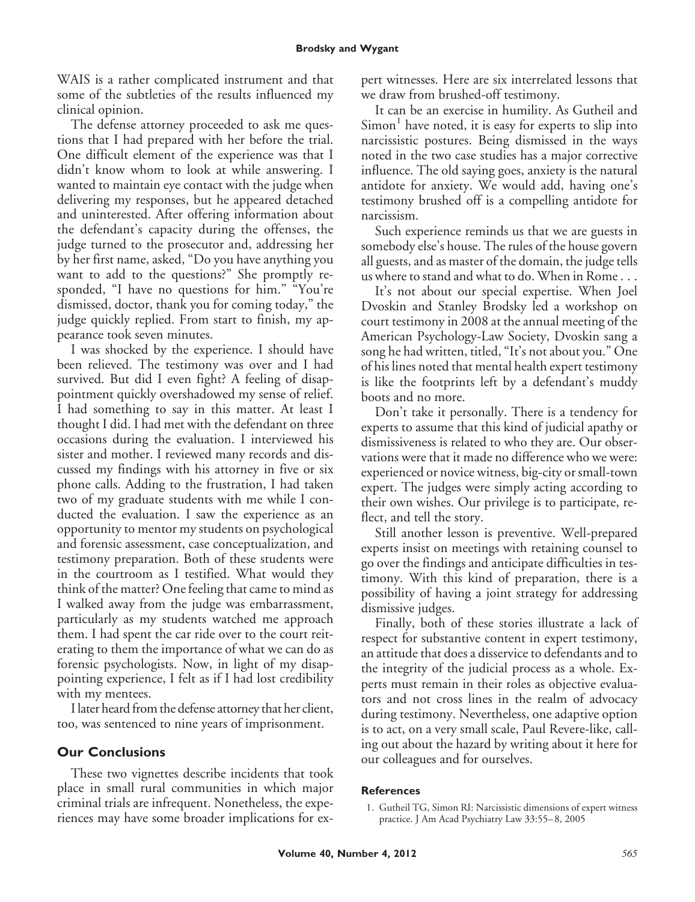WAIS is a rather complicated instrument and that some of the subtleties of the results influenced my clinical opinion.

The defense attorney proceeded to ask me questions that I had prepared with her before the trial. One difficult element of the experience was that I didn't know whom to look at while answering. I wanted to maintain eye contact with the judge when delivering my responses, but he appeared detached and uninterested. After offering information about the defendant's capacity during the offenses, the judge turned to the prosecutor and, addressing her by her first name, asked, "Do you have anything you want to add to the questions?" She promptly responded, "I have no questions for him." "You're dismissed, doctor, thank you for coming today," the judge quickly replied. From start to finish, my appearance took seven minutes.

I was shocked by the experience. I should have been relieved. The testimony was over and I had survived. But did I even fight? A feeling of disappointment quickly overshadowed my sense of relief. I had something to say in this matter. At least I thought I did. I had met with the defendant on three occasions during the evaluation. I interviewed his sister and mother. I reviewed many records and discussed my findings with his attorney in five or six phone calls. Adding to the frustration, I had taken two of my graduate students with me while I conducted the evaluation. I saw the experience as an opportunity to mentor my students on psychological and forensic assessment, case conceptualization, and testimony preparation. Both of these students were in the courtroom as I testified. What would they think of the matter? One feeling that came to mind as I walked away from the judge was embarrassment, particularly as my students watched me approach them. I had spent the car ride over to the court reiterating to them the importance of what we can do as forensic psychologists. Now, in light of my disappointing experience, I felt as if I had lost credibility with my mentees.

I later heard from the defense attorney that her client, too, was sentenced to nine years of imprisonment.

## Our Conclusions

These two vignettes describe incidents that took place in small rural communities in which major criminal trials are infrequent. Nonetheless, the experiences may have some broader implications for expert witnesses. Here are six interrelated lessons that we draw from brushed-off testimony.

It can be an exercise in humility. As Gutheil and Simon[1] have noted, it is easy for experts to slip into narcissistic postures. Being dismissed in the ways noted in the two case studies has a major corrective influence. The old saying goes, anxiety is the natural antidote for anxiety. We would add, having one's testimony brushed off is a compelling antidote for narcissism.

Such experience reminds us that we are guests in somebody else's house. The rules of the house govern all guests, and as master of the domain, the judge tells us where to stand and what to do. When in Rome . . .

It's not about our special expertise. When Joel Dvoskin and Stanley Brodsky led a workshop on court testimony in 2008 at the annual meeting of the American Psychology-Law Society, Dvoskin sang a song he had written, titled, "It's not about you." One of his lines noted that mental health expert testimony is like the footprints left by a defendant's muddy boots and no more.

Don't take it personally. There is a tendency for experts to assume that this kind of judicial apathy or dismissiveness is related to who they are. Our observations were that it made no difference who we were: experienced or novice witness, big-city or small-town expert. The judges were simply acting according to their own wishes. Our privilege is to participate, reflect, and tell the story.

Still another lesson is preventive. Well-prepared experts insist on meetings with retaining counsel to go over the findings and anticipate difficulties in testimony. With this kind of preparation, there is a possibility of having a joint strategy for addressing dismissive judges.

Finally, both of these stories illustrate a lack of respect for substantive content in expert testimony, an attitude that does a disservice to defendants and to the integrity of the judicial process as a whole. Experts must remain in their roles as objective evaluators and not cross lines in the realm of advocacy during testimony. Nevertheless, one adaptive option is to act, on a very small scale, Paul Revere-like, calling out about the hazard by writing about it here for our colleagues and for ourselves.

### References

1. Gutheil TG, Simon RI: Narcissistic dimensions of expert witness practice. J Am Acad Psychiatry Law 33:55–8, 2005